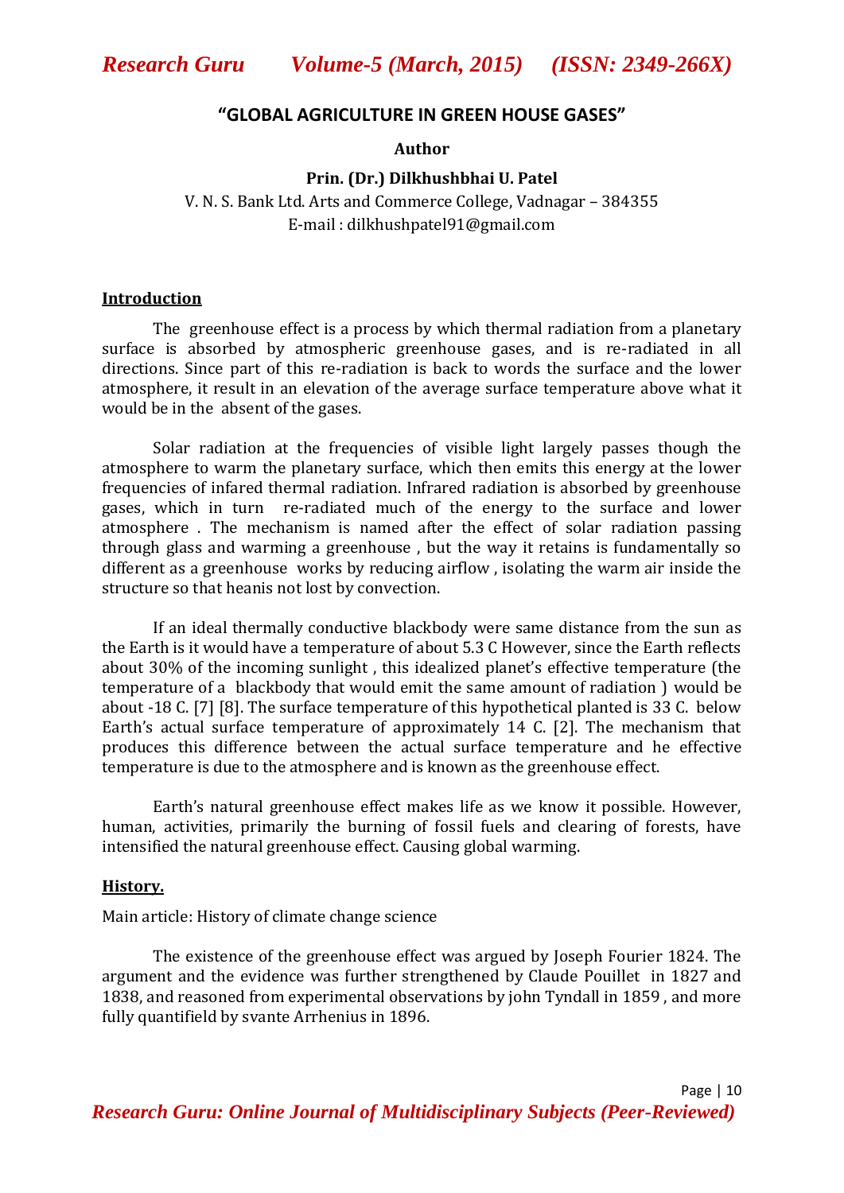# "GLOBAL AGRICULTURE IN GREEN HOUSE GASES"

**Author**

**Prin. (Dr.) Dilkhushbhai U. Patel**

V. N. S. Bank Ltd. Arts and Commerce College, Vadnagar – 384355

E-mail : dilkhushpatel91@gmail.com

## Introduction

The greenhouse effect is a process by which thermal radiation from a planetary surface is absorbed by atmospheric greenhouse gases, and is re-radiated in all directions. Since part of this re-radiation is back to words the surface and the lower atmosphere, it result in an elevation of the average surface temperature above what it would be in the absent of the gases.

Solar radiation at the frequencies of visible light largely passes though the atmosphere to warm the planetary surface, which then emits this energy at the lower frequencies of infared thermal radiation. Infrared radiation is absorbed by greenhouse gases, which in turn re-radiated much of the energy to the surface and lower atmosphere . The mechanism is named after the effect of solar radiation passing through glass and warming a greenhouse , but the way it retains is fundamentally so different as a greenhouse works by reducing airflow , isolating the warm air inside the structure so that heanis not lost by convection.

If an ideal thermally conductive blackbody were same distance from the sun as the Earth is it would have a temperature of about 5.3 C However, since the Earth reflects about 30% of the incoming sunlight , this idealized planet's effective temperature (the temperature of a blackbody that would emit the same amount of radiation ) would be about -18 C. [7] [8]. The surface temperature of this hypothetical planted is 33 C. below Earth's actual surface temperature of approximately 14 C. [2]. The mechanism that produces this difference between the actual surface temperature and he effective temperature is due to the atmosphere and is known as the greenhouse effect.

Earth's natural greenhouse effect makes life as we know it possible. However, human, activities, primarily the burning of fossil fuels and clearing of forests, have intensified the natural greenhouse effect. Causing global warming.

## History.

Main article: History of climate change science

The existence of the greenhouse effect was argued by Joseph Fourier 1824. The argument and the evidence was further strengthened by Claude Pouillet in 1827 and 1838, and reasoned from experimental observations by john Tyndall in 1859 , and more fully quantifield by svante Arrhenius in 1896.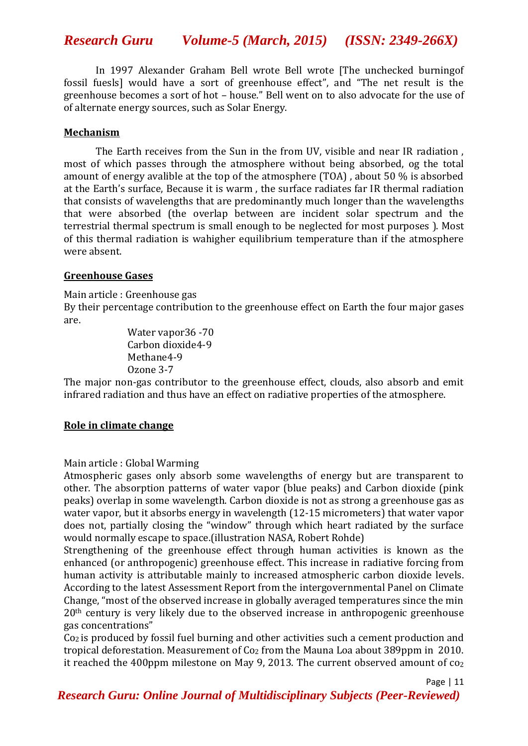In 1997 Alexander Graham Bell wrote Bell wrote [The unchecked burningof fossil fuesls] would have a sort of greenhouse effect", and "The net result is the greenhouse becomes a sort of hot – house." Bell went on to also advocate for the use of of alternate energy sources, such as Solar Energy.

## Mechanism

The Earth receives from the Sun in the from UV, visible and near IR radiation , most of which passes through the atmosphere without being absorbed, og the total amount of energy avalible at the top of the atmosphere (TOA) , about 50 % is absorbed at the Earth's surface, Because it is warm , the surface radiates far IR thermal radiation that consists of wavelengths that are predominantly much longer than the wavelengths that were absorbed (the overlap between are incident solar spectrum and the terrestrial thermal spectrum is small enough to be neglected for most purposes ). Most of this thermal radiation is wahigher equilibrium temperature than if the atmosphere were absent.

## Greenhouse Gases

Main article : Greenhouse gas

By their percentage contribution to the greenhouse effect on Earth the four major gases are.

Water vapor36 -70
Carbon dioxide4-9
Methane4-9
Ozone 3-7

The major non-gas contributor to the greenhouse effect, clouds, also absorb and emit infrared radiation and thus have an effect on radiative properties of the atmosphere.

## Role in climate change

Main article : Global Warming

Atmospheric gases only absorb some wavelengths of energy but are transparent to other. The absorption patterns of water vapor (blue peaks) and Carbon dioxide (pink peaks) overlap in some wavelength. Carbon dioxide is not as strong a greenhouse gas as water vapor, but it absorbs energy in wavelength (12-15 micrometers) that water vapor does not, partially closing the "window" through which heart radiated by the surface would normally escape to space.(illustration NASA, Robert Rohde)

Strengthening of the greenhouse effect through human activities is known as the enhanced (or anthropogenic) greenhouse effect. This increase in radiative forcing from human activity is attributable mainly to increased atmospheric carbon dioxide levels. According to the latest Assessment Report from the intergovernmental Panel on Climate Change, "most of the observed increase in globally averaged temperatures since the min $20^{th}$ century is very likely due to the observed increase in anthropogenic greenhouse gas concentrations"

$Co_2$ is produced by fossil fuel burning and other activities such a cement production and tropical deforestation. Measurement of $Co_2$ from the Mauna Loa about 389ppm in 2010. it reached the 400ppm milestone on May 9, 2013. The current observed amount of $co_2$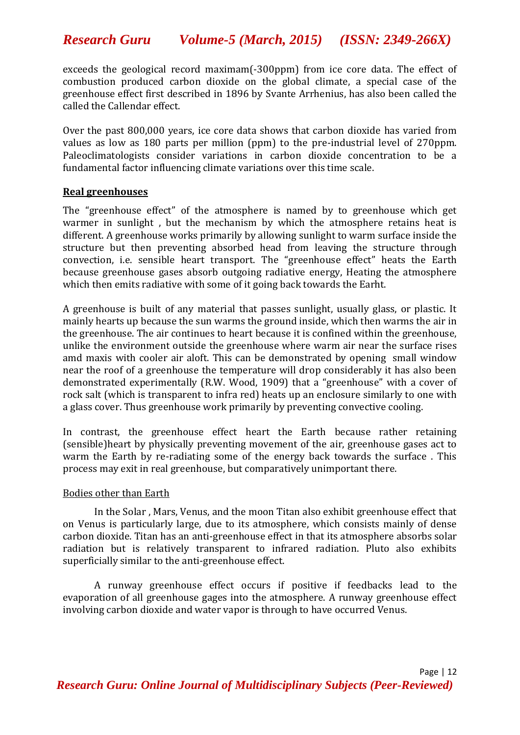exceeds the geological record maximam(-300ppm) from ice core data. The effect of combustion produced carbon dioxide on the global climate, a special case of the greenhouse effect first described in 1896 by Svante Arrhenius, has also been called the called the Callendar effect.

Over the past 800,000 years, ice core data shows that carbon dioxide has varied from values as low as 180 parts per million (ppm) to the pre-industrial level of 270ppm. Paleoclimatologists consider variations in carbon dioxide concentration to be a fundamental factor influencing climate variations over this time scale.

## Real greenhouses

The "greenhouse effect" of the atmosphere is named by to greenhouse which get warmer in sunlight , but the mechanism by which the atmosphere retains heat is different. A greenhouse works primarily by allowing sunlight to warm surface inside the structure but then preventing absorbed head from leaving the structure through convection, i.e. sensible heart transport. The "greenhouse effect" heats the Earth because greenhouse gases absorb outgoing radiative energy, Heating the atmosphere which then emits radiative with some of it going back towards the Earht.

A greenhouse is built of any material that passes sunlight, usually glass, or plastic. It mainly hearts up because the sun warms the ground inside, which then warms the air in the greenhouse. The air continues to heart because it is confined within the greenhouse, unlike the environment outside the greenhouse where warm air near the surface rises amd maxis with cooler air aloft. This can be demonstrated by opening small window near the roof of a greenhouse the temperature will drop considerably it has also been demonstrated experimentally (R.W. Wood, 1909) that a "greenhouse" with a cover of rock salt (which is transparent to infra red) heats up an enclosure similarly to one with a glass cover. Thus greenhouse work primarily by preventing convective cooling.

In contrast, the greenhouse effect heart the Earth because rather retaining (sensible)heart by physically preventing movement of the air, greenhouse gases act to warm the Earth by re-radiating some of the energy back towards the surface . This process may exit in real greenhouse, but comparatively unimportant there.

### Bodies other than Earth

In the Solar , Mars, Venus, and the moon Titan also exhibit greenhouse effect that on Venus is particularly large, due to its atmosphere, which consists mainly of dense carbon dioxide. Titan has an anti-greenhouse effect in that its atmosphere absorbs solar radiation but is relatively transparent to infrared radiation. Pluto also exhibits superficially similar to the anti-greenhouse effect.

A runway greenhouse effect occurs if positive if feedbacks lead to the evaporation of all greenhouse gages into the atmosphere. A runway greenhouse effect involving carbon dioxide and water vapor is through to have occurred Venus.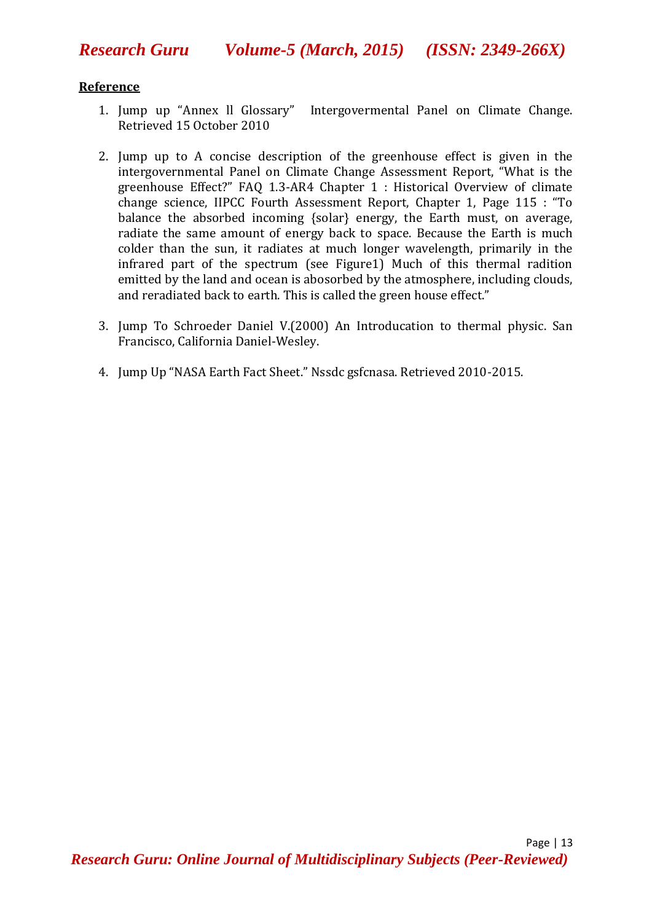**Reference**

1. Jump up "Annex ll Glossary" Intergovermental Panel on Climate Change. Retrieved 15 October 2010

2. Jump up to A concise description of the greenhouse effect is given in the intergovernmental Panel on Climate Change Assessment Report, "What is the greenhouse Effect?" FAQ 1.3-AR4 Chapter 1 : Historical Overview of climate change science, IIPCC Fourth Assessment Report, Chapter 1, Page 115 : "To balance the absorbed incoming {solar} energy, the Earth must, on average, radiate the same amount of energy back to space. Because the Earth is much colder than the sun, it radiates at much longer wavelength, primarily in the infrared part of the spectrum (see Figure1) Much of this thermal radition emitted by the land and ocean is abosorbed by the atmosphere, including clouds, and reradiated back to earth. This is called the green house effect."

3. Jump To Schroeder Daniel V.(2000) An Introducation to thermal physic. San Francisco, California Daniel-Wesley.

4. Jump Up "NASA Earth Fact Sheet." Nssdc gsfcnasa. Retrieved 2010-2015.